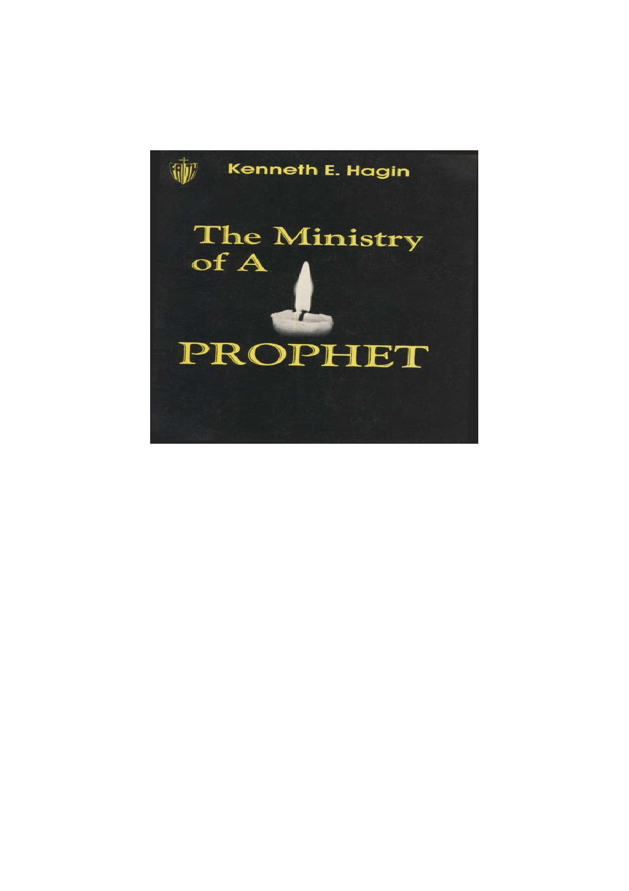Kenneth E. Hagin

# The Ministry of A PROPHET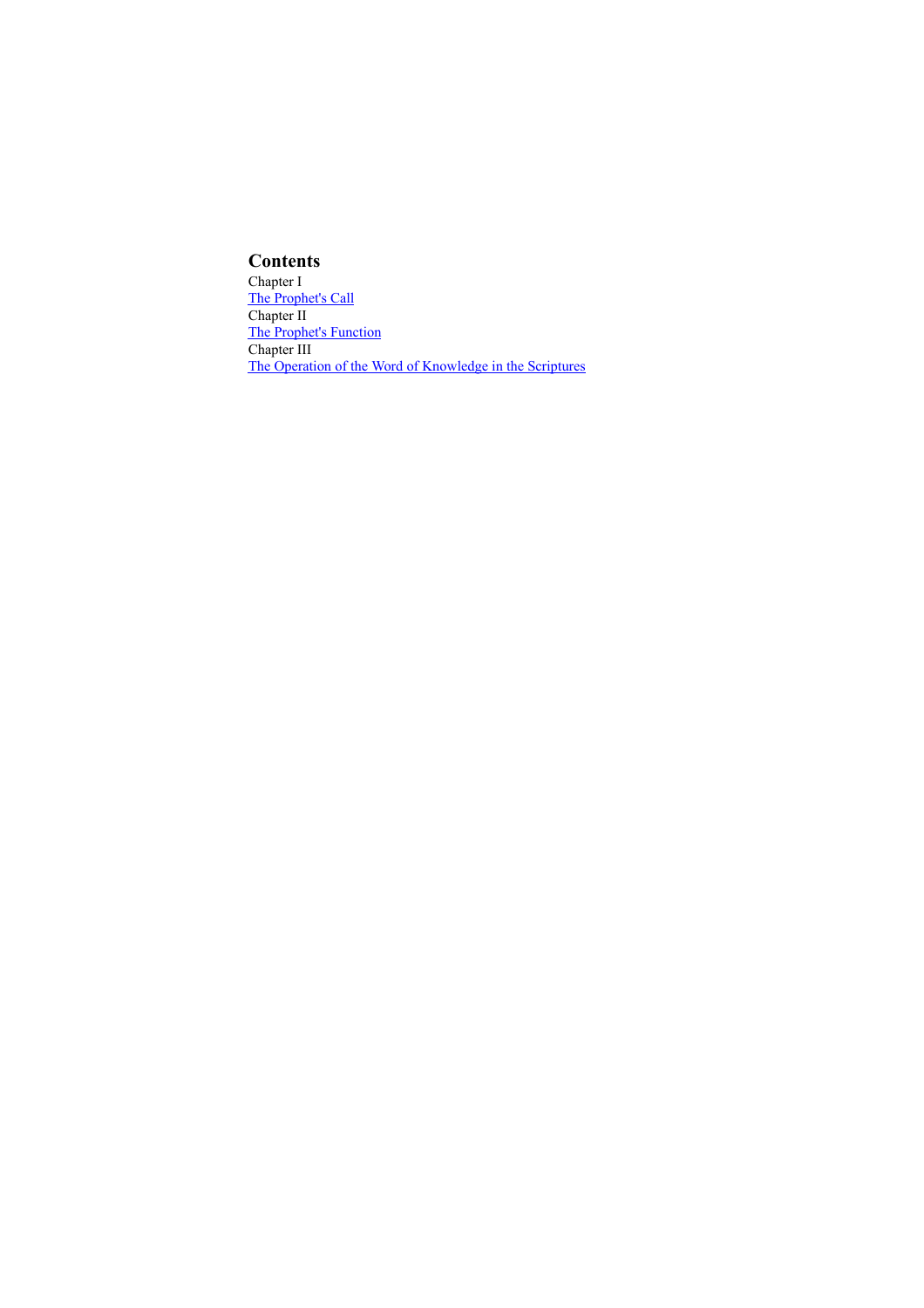## Contents

Chapter I

The Prophet's Call

Chapter II

The Prophet's Function

Chapter III

The Operation of the Word of Knowledge in the Scriptures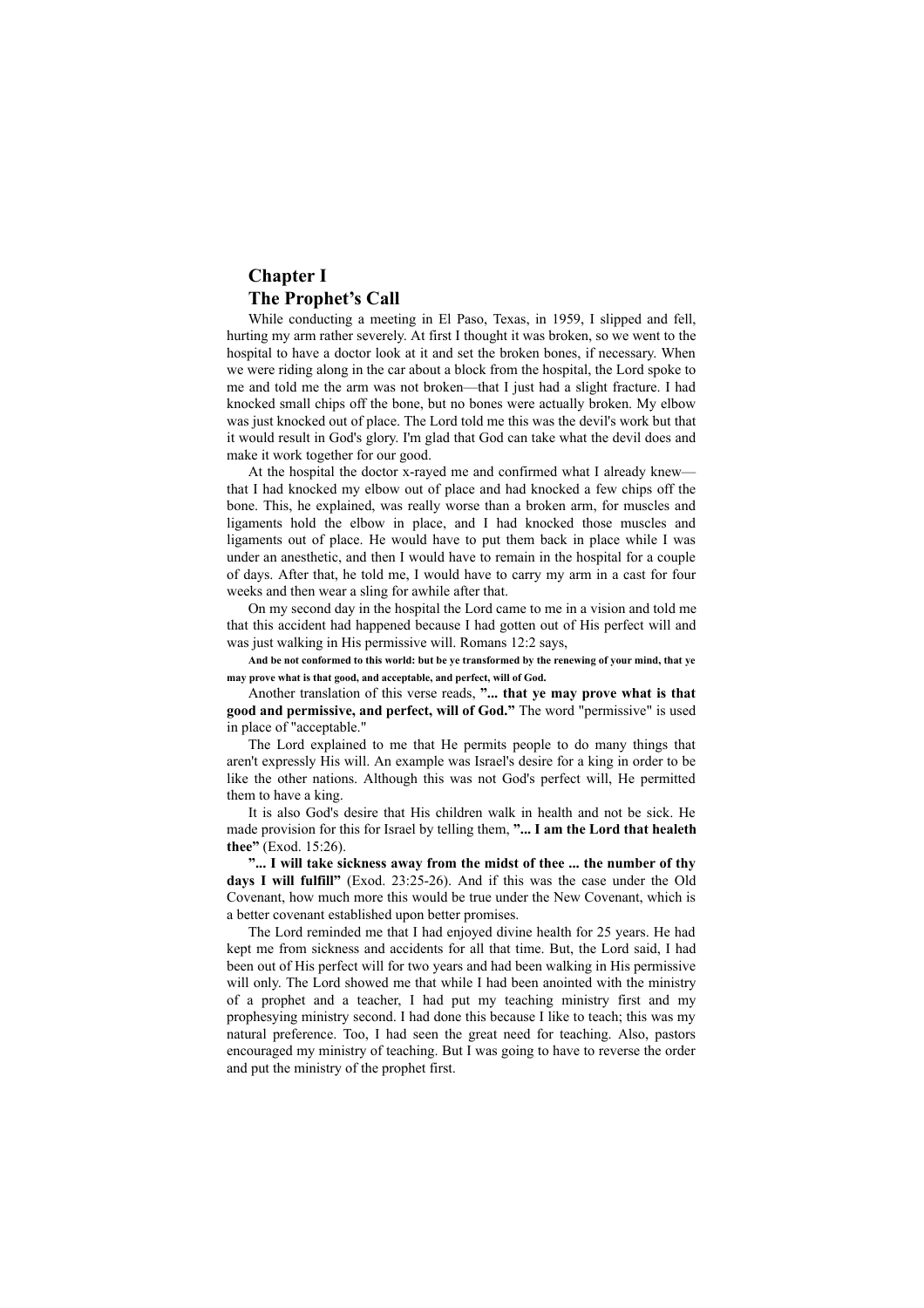# Chapter I
# The Prophet's Call

While conducting a meeting in El Paso, Texas, in 1959, I slipped and fell, hurting my arm rather severely. At first I thought it was broken, so we went to the hospital to have a doctor look at it and set the broken bones, if necessary. When we were riding along in the car about a block from the hospital, the Lord spoke to me and told me the arm was not broken—that I just had a slight fracture. I had knocked small chips off the bone, but no bones were actually broken. My elbow was just knocked out of place. The Lord told me this was the devil's work but that it would result in God's glory. I'm glad that God can take what the devil does and make it work together for our good.

At the hospital the doctor x-rayed me and confirmed what I already knew—that I had knocked my elbow out of place and had knocked a few chips off the bone. This, he explained, was really worse than a broken arm, for muscles and ligaments hold the elbow in place, and I had knocked those muscles and ligaments out of place. He would have to put them back in place while I was under an anesthetic, and then I would have to remain in the hospital for a couple of days. After that, he told me, I would have to carry my arm in a cast for four weeks and then wear a sling for awhile after that.

On my second day in the hospital the Lord came to me in a vision and told me that this accident had happened because I had gotten out of His perfect will and was just walking in His permissive will. Romans 12:2 says,

**And be not conformed to this world: but be ye transformed by the renewing of your mind, that ye may prove what is that good, and acceptable, and perfect, will of God.**

Another translation of this verse reads, **"... that ye may prove what is that good and permissive, and perfect, will of God."** The word "permissive" is used in place of "acceptable."

The Lord explained to me that He permits people to do many things that aren't expressly His will. An example was Israel's desire for a king in order to be like the other nations. Although this was not God's perfect will, He permitted them to have a king.

It is also God's desire that His children walk in health and not be sick. He made provision for this for Israel by telling them, **"... I am the Lord that healeth thee"** (Exod. 15:26).

**"... I will take sickness away from the midst of thee ... the number of thy days I will fulfill"** (Exod. 23:25-26). And if this was the case under the Old Covenant, how much more this would be true under the New Covenant, which is a better covenant established upon better promises.

The Lord reminded me that I had enjoyed divine health for 25 years. He had kept me from sickness and accidents for all that time. But, the Lord said, I had been out of His perfect will for two years and had been walking in His permissive will only. The Lord showed me that while I had been anointed with the ministry of a prophet and a teacher, I had put my teaching ministry first and my prophesying ministry second. I had done this because I like to teach; this was my natural preference. Too, I had seen the great need for teaching. Also, pastors encouraged my ministry of teaching. But I was going to have to reverse the order and put the ministry of the prophet first.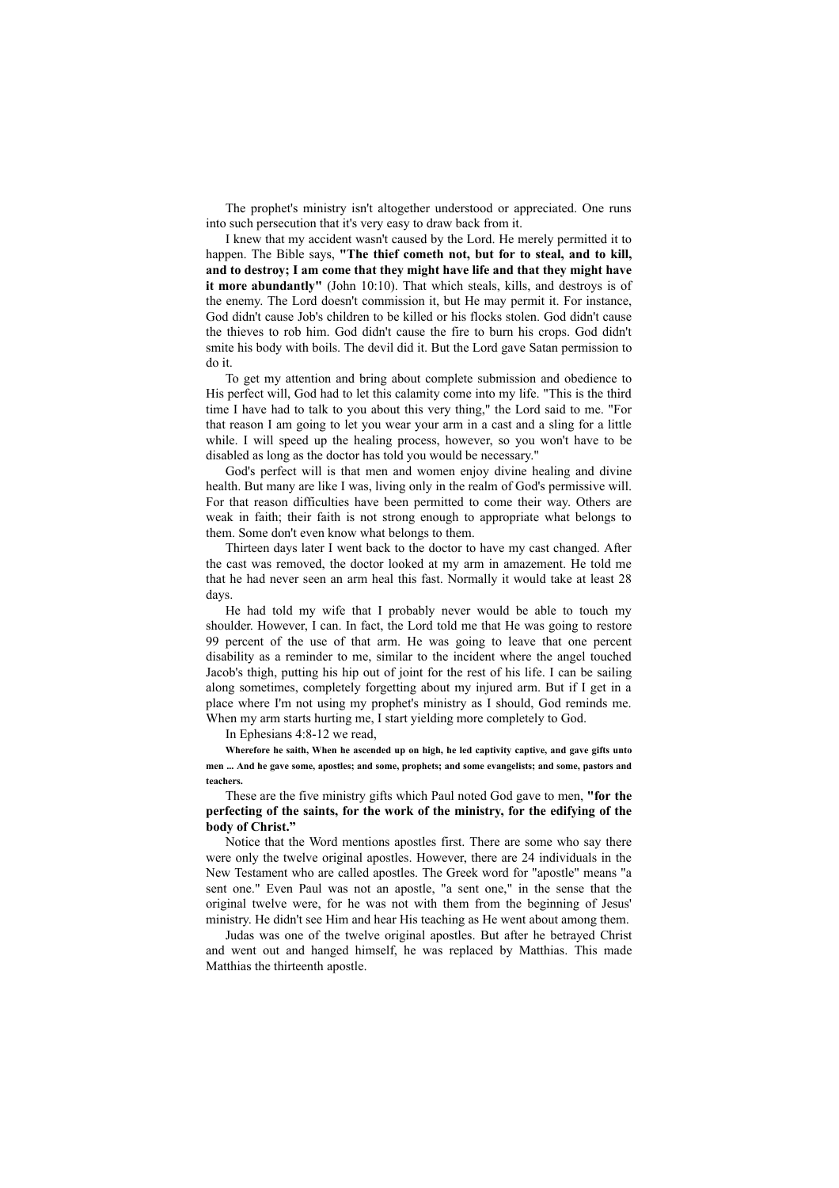The prophet's ministry isn't altogether understood or appreciated. One runs into such persecution that it's very easy to draw back from it.

I knew that my accident wasn't caused by the Lord. He merely permitted it to happen. The Bible says, **"The thief cometh not, but for to steal, and to kill, and to destroy; I am come that they might have life and that they might have it more abundantly"** (John 10:10). That which steals, kills, and destroys is of the enemy. The Lord doesn't commission it, but He may permit it. For instance, God didn't cause Job's children to be killed or his flocks stolen. God didn't cause the thieves to rob him. God didn't cause the fire to burn his crops. God didn't smite his body with boils. The devil did it. But the Lord gave Satan permission to do it.

To get my attention and bring about complete submission and obedience to His perfect will, God had to let this calamity come into my life. "This is the third time I have had to talk to you about this very thing," the Lord said to me. "For that reason I am going to let you wear your arm in a cast and a sling for a little while. I will speed up the healing process, however, so you won't have to be disabled as long as the doctor has told you would be necessary."

God's perfect will is that men and women enjoy divine healing and divine health. But many are like I was, living only in the realm of God's permissive will. For that reason difficulties have been permitted to come their way. Others are weak in faith; their faith is not strong enough to appropriate what belongs to them. Some don't even know what belongs to them.

Thirteen days later I went back to the doctor to have my cast changed. After the cast was removed, the doctor looked at my arm in amazement. He told me that he had never seen an arm heal this fast. Normally it would take at least 28 days.

He had told my wife that I probably never would be able to touch my shoulder. However, I can. In fact, the Lord told me that He was going to restore 99 percent of the use of that arm. He was going to leave that one percent disability as a reminder to me, similar to the incident where the angel touched Jacob's thigh, putting his hip out of joint for the rest of his life. I can be sailing along sometimes, completely forgetting about my injured arm. But if I get in a place where I'm not using my prophet's ministry as I should, God reminds me. When my arm starts hurting me, I start yielding more completely to God.

In Ephesians 4:8-12 we read,

> **Wherefore he saith, When he ascended up on high, he led captivity captive, and gave gifts unto men ... And he gave some, apostles; and some, prophets; and some evangelists; and some, pastors and teachers.**

These are the five ministry gifts which Paul noted God gave to men, **"for the perfecting of the saints, for the work of the ministry, for the edifying of the body of Christ."**

Notice that the Word mentions apostles first. There are some who say there were only the twelve original apostles. However, there are 24 individuals in the New Testament who are called apostles. The Greek word for "apostle" means "a sent one." Even Paul was not an apostle, "a sent one," in the sense that the original twelve were, for he was not with them from the beginning of Jesus' ministry. He didn't see Him and hear His teaching as He went about among them.

Judas was one of the twelve original apostles. But after he betrayed Christ and went out and hanged himself, he was replaced by Matthias. This made Matthias the thirteenth apostle.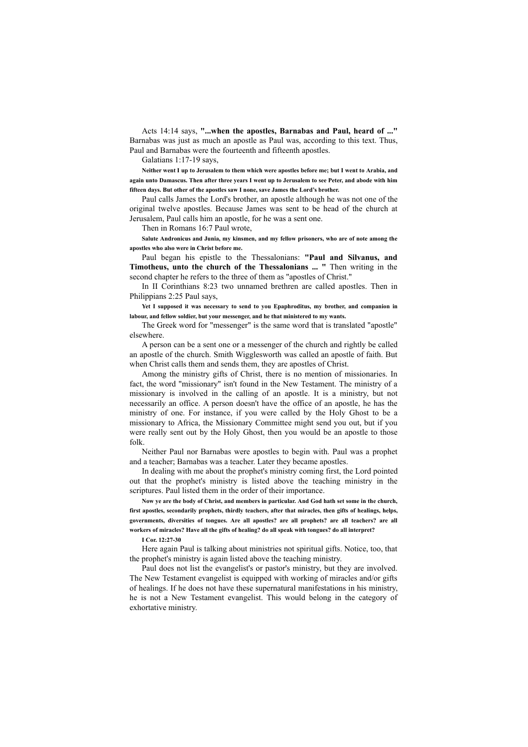Acts 14:14 says, **"...when the apostles, Barnabas and Paul, heard of ..."** Barnabas was just as much an apostle as Paul was, according to this text. Thus, Paul and Barnabas were the fourteenth and fifteenth apostles.

Galatians 1:17-19 says,

**Neither went I up to Jerusalem to them which were apostles before me; but I went to Arabia, and again unto Damascus. Then after three years I went up to Jerusalem to see Peter, and abode with him fifteen days. But other of the apostles saw I none, save James the Lord's brother.**

Paul calls James the Lord's brother, an apostle although he was not one of the original twelve apostles. Because James was sent to be head of the church at Jerusalem, Paul calls him an apostle, for he was a sent one.

Then in Romans 16:7 Paul wrote,

**Salute Andronicus and Junia, my kinsmen, and my fellow prisoners, who are of note among the apostles who also were in Christ before me.**

Paul began his epistle to the Thessalonians: **"Paul and Silvanus, and Timotheus, unto the church of the Thessalonians ... "** Then writing in the second chapter he refers to the three of them as "apostles of Christ."

In II Corinthians 8:23 two unnamed brethren are called apostles. Then in Philippians 2:25 Paul says,

**Yet I supposed it was necessary to send to you Epaphroditus, my brother, and companion in labour, and fellow soldier, but your messenger, and he that ministered to my wants.**

The Greek word for "messenger" is the same word that is translated "apostle" elsewhere.

A person can be a sent one or a messenger of the church and rightly be called an apostle of the church. Smith Wigglesworth was called an apostle of faith. But when Christ calls them and sends them, they are apostles of Christ.

Among the ministry gifts of Christ, there is no mention of missionaries. In fact, the word "missionary" isn't found in the New Testament. The ministry of a missionary is involved in the calling of an apostle. It is a ministry, but not necessarily an office. A person doesn't have the office of an apostle, he has the ministry of one. For instance, if you were called by the Holy Ghost to be a missionary to Africa, the Missionary Committee might send you out, but if you were really sent out by the Holy Ghost, then you would be an apostle to those folk.

Neither Paul nor Barnabas were apostles to begin with. Paul was a prophet and a teacher; Barnabas was a teacher. Later they became apostles.

In dealing with me about the prophet's ministry coming first, the Lord pointed out that the prophet's ministry is listed above the teaching ministry in the scriptures. Paul listed them in the order of their importance.

**Now ye are the body of Christ, and members in particular. And God hath set some in the church, first apostles, secondarily prophets, thirdly teachers, after that miracles, then gifts of healings, helps, governments, diversities of tongues. Are all apostles? are all prophets? are all teachers? are all workers of miracles? Have all the gifts of healing? do all speak with tongues? do all interpret?**

**I Cor. 12:27-30**

Here again Paul is talking about ministries not spiritual gifts. Notice, too, that the prophet's ministry is again listed above the teaching ministry.

Paul does not list the evangelist's or pastor's ministry, but they are involved. The New Testament evangelist is equipped with working of miracles and/or gifts of healings. If he does not have these supernatural manifestations in his ministry, he is not a New Testament evangelist. This would belong in the category of exhortative ministry.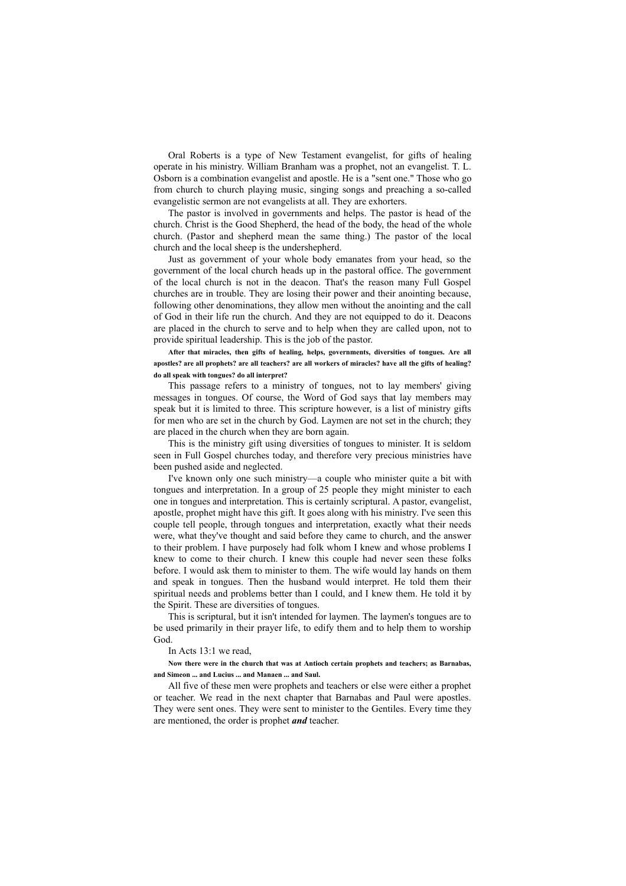Oral Roberts is a type of New Testament evangelist, for gifts of healing operate in his ministry. William Branham was a prophet, not an evangelist. T. L. Osborn is a combination evangelist and apostle. He is a "sent one." Those who go from church to church playing music, singing songs and preaching a so-called evangelistic sermon are not evangelists at all. They are exhorters.

The pastor is involved in governments and helps. The pastor is head of the church. Christ is the Good Shepherd, the head of the body, the head of the whole church. (Pastor and shepherd mean the same thing.) The pastor of the local church and the local sheep is the undershepherd.

Just as government of your whole body emanates from your head, so the government of the local church heads up in the pastoral office. The government of the local church is not in the deacon. That's the reason many Full Gospel churches are in trouble. They are losing their power and their anointing because, following other denominations, they allow men without the anointing and the call of God in their life run the church. And they are not equipped to do it. Deacons are placed in the church to serve and to help when they are called upon, not to provide spiritual leadership. This is the job of the pastor.

**After that miracles, then gifts of healing, helps, governments, diversities of tongues. Are all apostles? are all prophets? are all teachers? are all workers of miracles? have all the gifts of healing? do all speak with tongues? do all interpret?**

This passage refers to a ministry of tongues, not to lay members' giving messages in tongues. Of course, the Word of God says that lay members may speak but it is limited to three. This scripture however, is a list of ministry gifts for men who are set in the church by God. Laymen are not set in the church; they are placed in the church when they are born again.

This is the ministry gift using diversities of tongues to minister. It is seldom seen in Full Gospel churches today, and therefore very precious ministries have been pushed aside and neglected.

I've known only one such ministry—a couple who minister quite a bit with tongues and interpretation. In a group of 25 people they might minister to each one in tongues and interpretation. This is certainly scriptural. A pastor, evangelist, apostle, prophet might have this gift. It goes along with his ministry. I've seen this couple tell people, through tongues and interpretation, exactly what their needs were, what they've thought and said before they came to church, and the answer to their problem. I have purposely had folk whom I knew and whose problems I knew to come to their church. I knew this couple had never seen these folks before. I would ask them to minister to them. The wife would lay hands on them and speak in tongues. Then the husband would interpret. He told them their spiritual needs and problems better than I could, and I knew them. He told it by the Spirit. These are diversities of tongues.

This is scriptural, but it isn't intended for laymen. The laymen's tongues are to be used primarily in their prayer life, to edify them and to help them to worship God.

In Acts 13:1 we read,

**Now there were in the church that was at Antioch certain prophets and teachers; as Barnabas, and Simeon ... and Lucius ... and Manaen ... and Saul.**

All five of these men were prophets and teachers or else were either a prophet or teacher. We read in the next chapter that Barnabas and Paul were apostles. They were sent ones. They were sent to minister to the Gentiles. Every time they are mentioned, the order is prophet ***and*** teacher.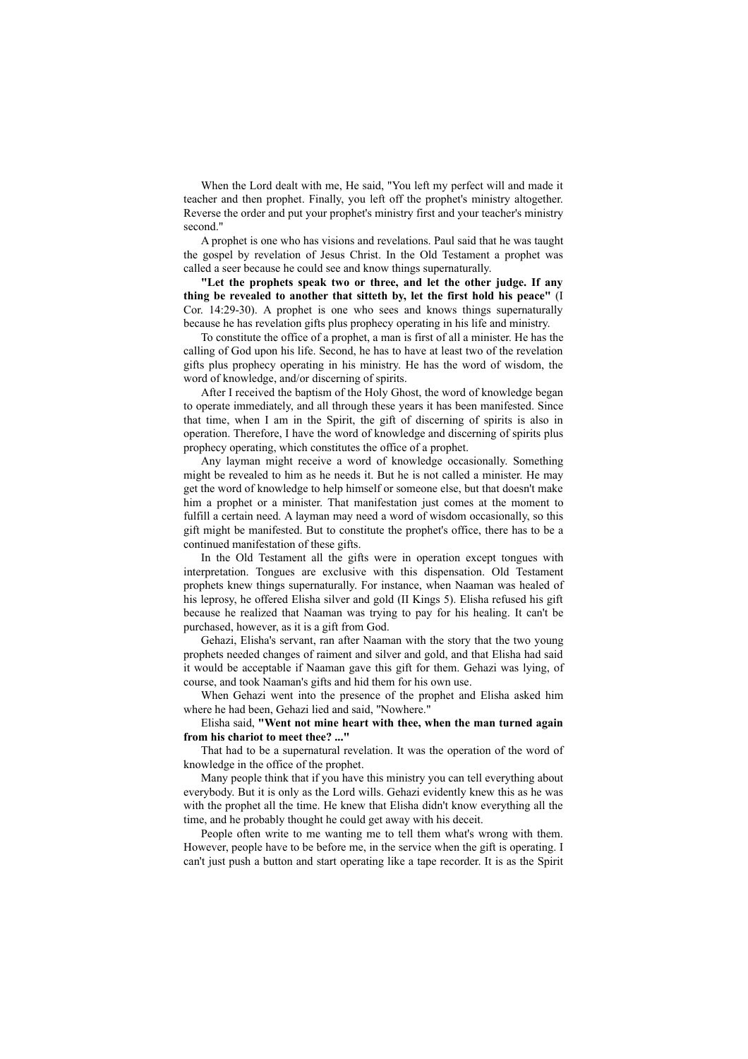When the Lord dealt with me, He said, "You left my perfect will and made it teacher and then prophet. Finally, you left off the prophet's ministry altogether. Reverse the order and put your prophet's ministry first and your teacher's ministry second."

A prophet is one who has visions and revelations. Paul said that he was taught the gospel by revelation of Jesus Christ. In the Old Testament a prophet was called a seer because he could see and know things supernaturally.

**"Let the prophets speak two or three, and let the other judge. If any thing be revealed to another that sitteth by, let the first hold his peace"** (I Cor. 14:29-30). A prophet is one who sees and knows things supernaturally because he has revelation gifts plus prophecy operating in his life and ministry.

To constitute the office of a prophet, a man is first of all a minister. He has the calling of God upon his life. Second, he has to have at least two of the revelation gifts plus prophecy operating in his ministry. He has the word of wisdom, the word of knowledge, and/or discerning of spirits.

After I received the baptism of the Holy Ghost, the word of knowledge began to operate immediately, and all through these years it has been manifested. Since that time, when I am in the Spirit, the gift of discerning of spirits is also in operation. Therefore, I have the word of knowledge and discerning of spirits plus prophecy operating, which constitutes the office of a prophet.

Any layman might receive a word of knowledge occasionally. Something might be revealed to him as he needs it. But he is not called a minister. He may get the word of knowledge to help himself or someone else, but that doesn't make him a prophet or a minister. That manifestation just comes at the moment to fulfill a certain need. A layman may need a word of wisdom occasionally, so this gift might be manifested. But to constitute the prophet's office, there has to be a continued manifestation of these gifts.

In the Old Testament all the gifts were in operation except tongues with interpretation. Tongues are exclusive with this dispensation. Old Testament prophets knew things supernaturally. For instance, when Naaman was healed of his leprosy, he offered Elisha silver and gold (II Kings 5). Elisha refused his gift because he realized that Naaman was trying to pay for his healing. It can't be purchased, however, as it is a gift from God.

Gehazi, Elisha's servant, ran after Naaman with the story that the two young prophets needed changes of raiment and silver and gold, and that Elisha had said it would be acceptable if Naaman gave this gift for them. Gehazi was lying, of course, and took Naaman's gifts and hid them for his own use.

When Gehazi went into the presence of the prophet and Elisha asked him where he had been, Gehazi lied and said, "Nowhere."

Elisha said, **"Went not mine heart with thee, when the man turned again from his chariot to meet thee? ..."**

That had to be a supernatural revelation. It was the operation of the word of knowledge in the office of the prophet.

Many people think that if you have this ministry you can tell everything about everybody. But it is only as the Lord wills. Gehazi evidently knew this as he was with the prophet all the time. He knew that Elisha didn't know everything all the time, and he probably thought he could get away with his deceit.

People often write to me wanting me to tell them what's wrong with them. However, people have to be before me, in the service when the gift is operating. I can't just push a button and start operating like a tape recorder. It is as the Spirit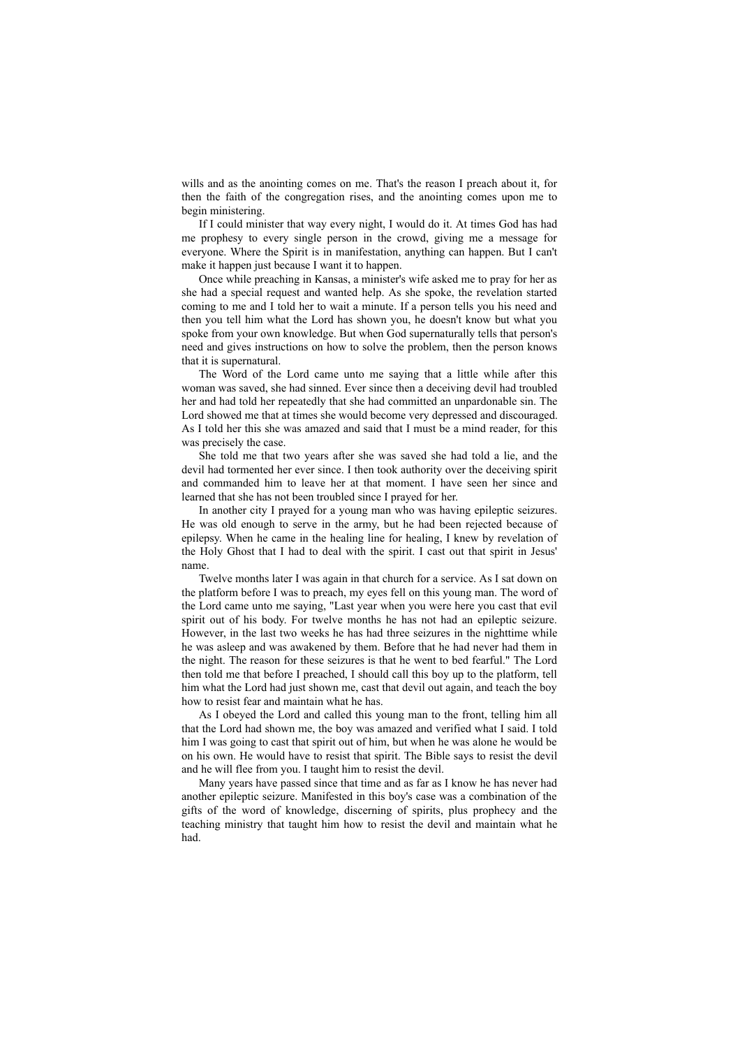wills and as the anointing comes on me. That's the reason I preach about it, for then the faith of the congregation rises, and the anointing comes upon me to begin ministering.

If I could minister that way every night, I would do it. At times God has had me prophesy to every single person in the crowd, giving me a message for everyone. Where the Spirit is in manifestation, anything can happen. But I can't make it happen just because I want it to happen.

Once while preaching in Kansas, a minister's wife asked me to pray for her as she had a special request and wanted help. As she spoke, the revelation started coming to me and I told her to wait a minute. If a person tells you his need and then you tell him what the Lord has shown you, he doesn't know but what you spoke from your own knowledge. But when God supernaturally tells that person's need and gives instructions on how to solve the problem, then the person knows that it is supernatural.

The Word of the Lord came unto me saying that a little while after this woman was saved, she had sinned. Ever since then a deceiving devil had troubled her and had told her repeatedly that she had committed an unpardonable sin. The Lord showed me that at times she would become very depressed and discouraged. As I told her this she was amazed and said that I must be a mind reader, for this was precisely the case.

She told me that two years after she was saved she had told a lie, and the devil had tormented her ever since. I then took authority over the deceiving spirit and commanded him to leave her at that moment. I have seen her since and learned that she has not been troubled since I prayed for her.

In another city I prayed for a young man who was having epileptic seizures. He was old enough to serve in the army, but he had been rejected because of epilepsy. When he came in the healing line for healing, I knew by revelation of the Holy Ghost that I had to deal with the spirit. I cast out that spirit in Jesus' name.

Twelve months later I was again in that church for a service. As I sat down on the platform before I was to preach, my eyes fell on this young man. The word of the Lord came unto me saying, "Last year when you were here you cast that evil spirit out of his body. For twelve months he has not had an epileptic seizure. However, in the last two weeks he has had three seizures in the nighttime while he was asleep and was awakened by them. Before that he had never had them in the night. The reason for these seizures is that he went to bed fearful." The Lord then told me that before I preached, I should call this boy up to the platform, tell him what the Lord had just shown me, cast that devil out again, and teach the boy how to resist fear and maintain what he has.

As I obeyed the Lord and called this young man to the front, telling him all that the Lord had shown me, the boy was amazed and verified what I said. I told him I was going to cast that spirit out of him, but when he was alone he would be on his own. He would have to resist that spirit. The Bible says to resist the devil and he will flee from you. I taught him to resist the devil.

Many years have passed since that time and as far as I know he has never had another epileptic seizure. Manifested in this boy's case was a combination of the gifts of the word of knowledge, discerning of spirits, plus prophecy and the teaching ministry that taught him how to resist the devil and maintain what he had.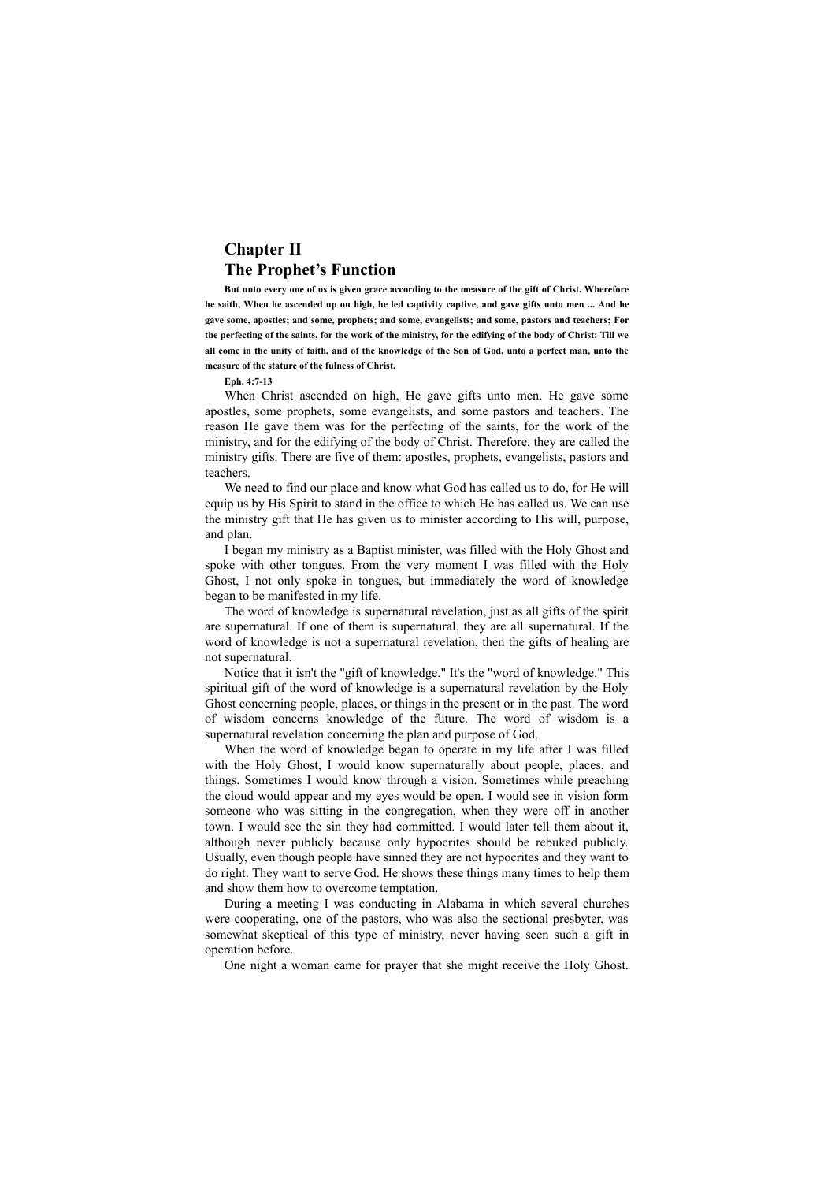# Chapter II
# The Prophet's Function

**But unto every one of us is given grace according to the measure of the gift of Christ. Wherefore he saith, When he ascended up on high, he led captivity captive, and gave gifts unto men ... And he gave some, apostles; and some, prophets; and some, evangelists; and some, pastors and teachers; For the perfecting of the saints, for the work of the ministry, for the edifying of the body of Christ: Till we all come in the unity of faith, and of the knowledge of the Son of God, unto a perfect man, unto the measure of the stature of the fulness of Christ.**

**Eph. 4:7-13**

When Christ ascended on high, He gave gifts unto men. He gave some apostles, some prophets, some evangelists, and some pastors and teachers. The reason He gave them was for the perfecting of the saints, for the work of the ministry, and for the edifying of the body of Christ. Therefore, they are called the ministry gifts. There are five of them: apostles, prophets, evangelists, pastors and teachers.

We need to find our place and know what God has called us to do, for He will equip us by His Spirit to stand in the office to which He has called us. We can use the ministry gift that He has given us to minister according to His will, purpose, and plan.

I began my ministry as a Baptist minister, was filled with the Holy Ghost and spoke with other tongues. From the very moment I was filled with the Holy Ghost, I not only spoke in tongues, but immediately the word of knowledge began to be manifested in my life.

The word of knowledge is supernatural revelation, just as all gifts of the spirit are supernatural. If one of them is supernatural, they are all supernatural. If the word of knowledge is not a supernatural revelation, then the gifts of healing are not supernatural.

Notice that it isn't the "gift of knowledge." It's the "word of knowledge." This spiritual gift of the word of knowledge is a supernatural revelation by the Holy Ghost concerning people, places, or things in the present or in the past. The word of wisdom concerns knowledge of the future. The word of wisdom is a supernatural revelation concerning the plan and purpose of God.

When the word of knowledge began to operate in my life after I was filled with the Holy Ghost, I would know supernaturally about people, places, and things. Sometimes I would know through a vision. Sometimes while preaching the cloud would appear and my eyes would be open. I would see in vision form someone who was sitting in the congregation, when they were off in another town. I would see the sin they had committed. I would later tell them about it, although never publicly because only hypocrites should be rebuked publicly. Usually, even though people have sinned they are not hypocrites and they want to do right. They want to serve God. He shows these things many times to help them and show them how to overcome temptation.

During a meeting I was conducting in Alabama in which several churches were cooperating, one of the pastors, who was also the sectional presbyter, was somewhat skeptical of this type of ministry, never having seen such a gift in operation before.

One night a woman came for prayer that she might receive the Holy Ghost.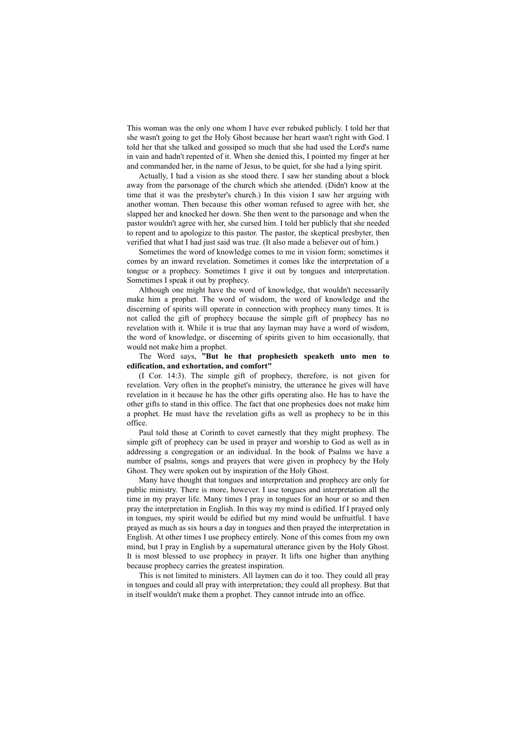This woman was the only one whom I have ever rebuked publicly. I told her that she wasn't going to get the Holy Ghost because her heart wasn't right with God. I told her that she talked and gossiped so much that she had used the Lord's name in vain and hadn't repented of it. When she denied this, I pointed my finger at her and commanded her, in the name of Jesus, to be quiet, for she had a lying spirit.

Actually, I had a vision as she stood there. I saw her standing about a block away from the parsonage of the church which she attended. (Didn't know at the time that it was the presbyter's church.) In this vision I saw her arguing with another woman. Then because this other woman refused to agree with her, she slapped her and knocked her down. She then went to the parsonage and when the pastor wouldn't agree with her, she cursed him. I told her publicly that she needed to repent and to apologize to this pastor. The pastor, the skeptical presbyter, then verified that what I had just said was true. (It also made a believer out of him.)

Sometimes the word of knowledge comes to me in vision form; sometimes it comes by an inward revelation. Sometimes it comes like the interpretation of a tongue or a prophecy. Sometimes I give it out by tongues and interpretation. Sometimes I speak it out by prophecy.

Although one might have the word of knowledge, that wouldn't necessarily make him a prophet. The word of wisdom, the word of knowledge and the discerning of spirits will operate in connection with prophecy many times. It is not called the gift of prophecy because the simple gift of prophecy has no revelation with it. While it is true that any layman may have a word of wisdom, the word of knowledge, or discerning of spirits given to him occasionally, that would not make him a prophet.

The Word says, **"But he that prophesieth speaketh unto men to edification, and exhortation, and comfort"**

(I Cor. 14:3). The simple gift of prophecy, therefore, is not given for revelation. Very often in the prophet's ministry, the utterance he gives will have revelation in it because he has the other gifts operating also. He has to have the other gifts to stand in this office. The fact that one prophesies does not make him a prophet. He must have the revelation gifts as well as prophecy to be in this office.

Paul told those at Corinth to covet earnestly that they might prophesy. The simple gift of prophecy can be used in prayer and worship to God as well as in addressing a congregation or an individual. In the book of Psalms we have a number of psalms, songs and prayers that were given in prophecy by the Holy Ghost. They were spoken out by inspiration of the Holy Ghost.

Many have thought that tongues and interpretation and prophecy are only for public ministry. There is more, however. I use tongues and interpretation all the time in my prayer life. Many times I pray in tongues for an hour or so and then pray the interpretation in English. In this way my mind is edified. If I prayed only in tongues, my spirit would be edified but my mind would be unfruitful. I have prayed as much as six hours a day in tongues and then prayed the interpretation in English. At other times I use prophecy entirely. None of this comes from my own mind, but I pray in English by a supernatural utterance given by the Holy Ghost. It is most blessed to use prophecy in prayer. It lifts one higher than anything because prophecy carries the greatest inspiration.

This is not limited to ministers. All laymen can do it too. They could all pray in tongues and could all pray with interpretation; they could all prophesy. But that in itself wouldn't make them a prophet. They cannot intrude into an office.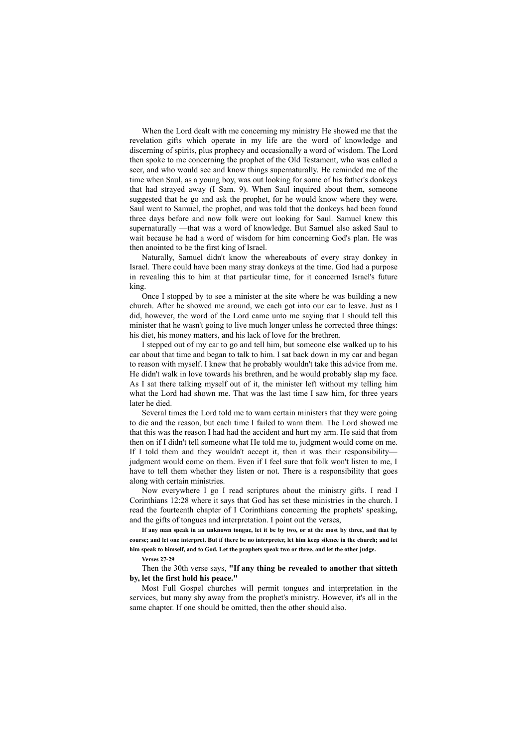When the Lord dealt with me concerning my ministry He showed me that the revelation gifts which operate in my life are the word of knowledge and discerning of spirits, plus prophecy and occasionally a word of wisdom. The Lord then spoke to me concerning the prophet of the Old Testament, who was called a seer, and who would see and know things supernaturally. He reminded me of the time when Saul, as a young boy, was out looking for some of his father's donkeys that had strayed away (I Sam. 9). When Saul inquired about them, someone suggested that he go and ask the prophet, for he would know where they were. Saul went to Samuel, the prophet, and was told that the donkeys had been found three days before and now folk were out looking for Saul. Samuel knew this supernaturally —that was a word of knowledge. But Samuel also asked Saul to wait because he had a word of wisdom for him concerning God's plan. He was then anointed to be the first king of Israel.

Naturally, Samuel didn't know the whereabouts of every stray donkey in Israel. There could have been many stray donkeys at the time. God had a purpose in revealing this to him at that particular time, for it concerned Israel's future king.

Once I stopped by to see a minister at the site where he was building a new church. After he showed me around, we each got into our car to leave. Just as I did, however, the word of the Lord came unto me saying that I should tell this minister that he wasn't going to live much longer unless he corrected three things: his diet, his money matters, and his lack of love for the brethren.

I stepped out of my car to go and tell him, but someone else walked up to his car about that time and began to talk to him. I sat back down in my car and began to reason with myself. I knew that he probably wouldn't take this advice from me. He didn't walk in love towards his brethren, and he would probably slap my face. As I sat there talking myself out of it, the minister left without my telling him what the Lord had shown me. That was the last time I saw him, for three years later he died.

Several times the Lord told me to warn certain ministers that they were going to die and the reason, but each time I failed to warn them. The Lord showed me that this was the reason I had had the accident and hurt my arm. He said that from then on if I didn't tell someone what He told me to, judgment would come on me. If I told them and they wouldn't accept it, then it was their responsibility—judgment would come on them. Even if I feel sure that folk won't listen to me, I have to tell them whether they listen or not. There is a responsibility that goes along with certain ministries.

Now everywhere I go I read scriptures about the ministry gifts. I read I Corinthians 12:28 where it says that God has set these ministries in the church. I read the fourteenth chapter of I Corinthians concerning the prophets' speaking, and the gifts of tongues and interpretation. I point out the verses,

**If any man speak in an unknown tongue, let it be by two, or at the most by three, and that by course; and let one interpret. But if there be no interpreter, let him keep silence in the church; and let him speak to himself, and to God. Let the prophets speak two or three, and let the other judge.**

**Verses 27-29**

Then the 30th verse says, **"If any thing be revealed to another that sitteth by, let the first hold his peace."**

Most Full Gospel churches will permit tongues and interpretation in the services, but many shy away from the prophet's ministry. However, it's all in the same chapter. If one should be omitted, then the other should also.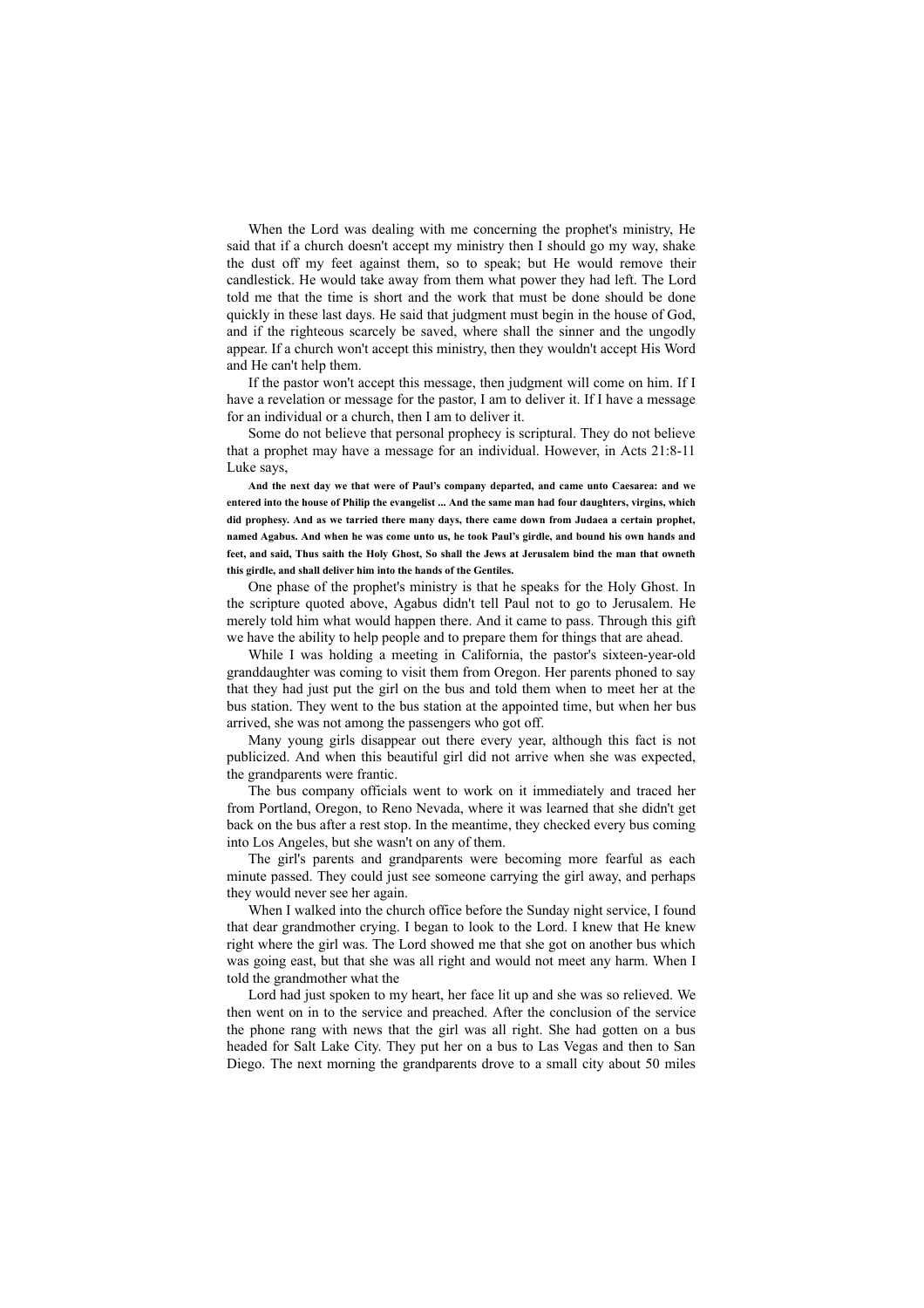When the Lord was dealing with me concerning the prophet's ministry, He said that if a church doesn't accept my ministry then I should go my way, shake the dust off my feet against them, so to speak; but He would remove their candlestick. He would take away from them what power they had left. The Lord told me that the time is short and the work that must be done should be done quickly in these last days. He said that judgment must begin in the house of God, and if the righteous scarcely be saved, where shall the sinner and the ungodly appear. If a church won't accept this ministry, then they wouldn't accept His Word and He can't help them.

If the pastor won't accept this message, then judgment will come on him. If I have a revelation or message for the pastor, I am to deliver it. If I have a message for an individual or a church, then I am to deliver it.

Some do not believe that personal prophecy is scriptural. They do not believe that a prophet may have a message for an individual. However, in Acts 21:8-11 Luke says,

**And the next day we that were of Paul's company departed, and came unto Caesarea: and we entered into the house of Philip the evangelist ... And the same man had four daughters, virgins, which did prophesy. And as we tarried there many days, there came down from Judaea a certain prophet, named Agabus. And when he was come unto us, he took Paul's girdle, and bound his own hands and feet, and said, Thus saith the Holy Ghost, So shall the Jews at Jerusalem bind the man that owneth this girdle, and shall deliver him into the hands of the Gentiles.**

One phase of the prophet's ministry is that he speaks for the Holy Ghost. In the scripture quoted above, Agabus didn't tell Paul not to go to Jerusalem. He merely told him what would happen there. And it came to pass. Through this gift we have the ability to help people and to prepare them for things that are ahead.

While I was holding a meeting in California, the pastor's sixteen-year-old granddaughter was coming to visit them from Oregon. Her parents phoned to say that they had just put the girl on the bus and told them when to meet her at the bus station. They went to the bus station at the appointed time, but when her bus arrived, she was not among the passengers who got off.

Many young girls disappear out there every year, although this fact is not publicized. And when this beautiful girl did not arrive when she was expected, the grandparents were frantic.

The bus company officials went to work on it immediately and traced her from Portland, Oregon, to Reno Nevada, where it was learned that she didn't get back on the bus after a rest stop. In the meantime, they checked every bus coming into Los Angeles, but she wasn't on any of them.

The girl's parents and grandparents were becoming more fearful as each minute passed. They could just see someone carrying the girl away, and perhaps they would never see her again.

When I walked into the church office before the Sunday night service, I found that dear grandmother crying. I began to look to the Lord. I knew that He knew right where the girl was. The Lord showed me that she got on another bus which was going east, but that she was all right and would not meet any harm. When I told the grandmother what the Lord had just spoken to my heart, her face lit up and she was so relieved. We then went on in to the service and preached. After the conclusion of the service the phone rang with news that the girl was all right. She had gotten on a bus headed for Salt Lake City. They put her on a bus to Las Vegas and then to San Diego. The next morning the grandparents drove to a small city about 50 miles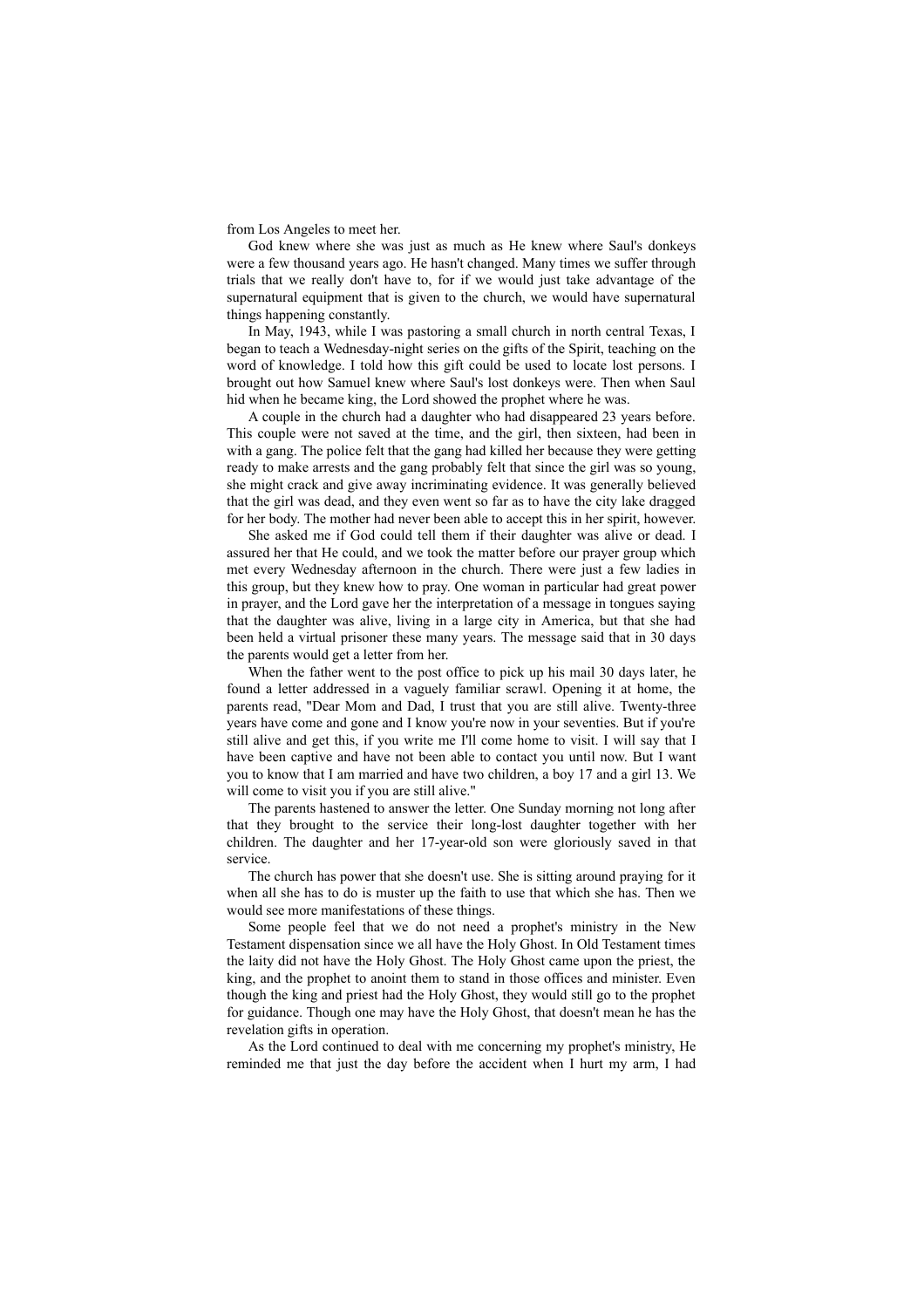from Los Angeles to meet her.

God knew where she was just as much as He knew where Saul's donkeys were a few thousand years ago. He hasn't changed. Many times we suffer through trials that we really don't have to, for if we would just take advantage of the supernatural equipment that is given to the church, we would have supernatural things happening constantly.

In May, 1943, while I was pastoring a small church in north central Texas, I began to teach a Wednesday-night series on the gifts of the Spirit, teaching on the word of knowledge. I told how this gift could be used to locate lost persons. I brought out how Samuel knew where Saul's lost donkeys were. Then when Saul hid when he became king, the Lord showed the prophet where he was.

A couple in the church had a daughter who had disappeared 23 years before. This couple were not saved at the time, and the girl, then sixteen, had been in with a gang. The police felt that the gang had killed her because they were getting ready to make arrests and the gang probably felt that since the girl was so young, she might crack and give away incriminating evidence. It was generally believed that the girl was dead, and they even went so far as to have the city lake dragged for her body. The mother had never been able to accept this in her spirit, however.

She asked me if God could tell them if their daughter was alive or dead. I assured her that He could, and we took the matter before our prayer group which met every Wednesday afternoon in the church. There were just a few ladies in this group, but they knew how to pray. One woman in particular had great power in prayer, and the Lord gave her the interpretation of a message in tongues saying that the daughter was alive, living in a large city in America, but that she had been held a virtual prisoner these many years. The message said that in 30 days the parents would get a letter from her.

When the father went to the post office to pick up his mail 30 days later, he found a letter addressed in a vaguely familiar scrawl. Opening it at home, the parents read, "Dear Mom and Dad, I trust that you are still alive. Twenty-three years have come and gone and I know you're now in your seventies. But if you're still alive and get this, if you write me I'll come home to visit. I will say that I have been captive and have not been able to contact you until now. But I want you to know that I am married and have two children, a boy 17 and a girl 13. We will come to visit you if you are still alive."

The parents hastened to answer the letter. One Sunday morning not long after that they brought to the service their long-lost daughter together with her children. The daughter and her 17-year-old son were gloriously saved in that service.

The church has power that she doesn't use. She is sitting around praying for it when all she has to do is muster up the faith to use that which she has. Then we would see more manifestations of these things.

Some people feel that we do not need a prophet's ministry in the New Testament dispensation since we all have the Holy Ghost. In Old Testament times the laity did not have the Holy Ghost. The Holy Ghost came upon the priest, the king, and the prophet to anoint them to stand in those offices and minister. Even though the king and priest had the Holy Ghost, they would still go to the prophet for guidance. Though one may have the Holy Ghost, that doesn't mean he has the revelation gifts in operation.

As the Lord continued to deal with me concerning my prophet's ministry, He reminded me that just the day before the accident when I hurt my arm, I had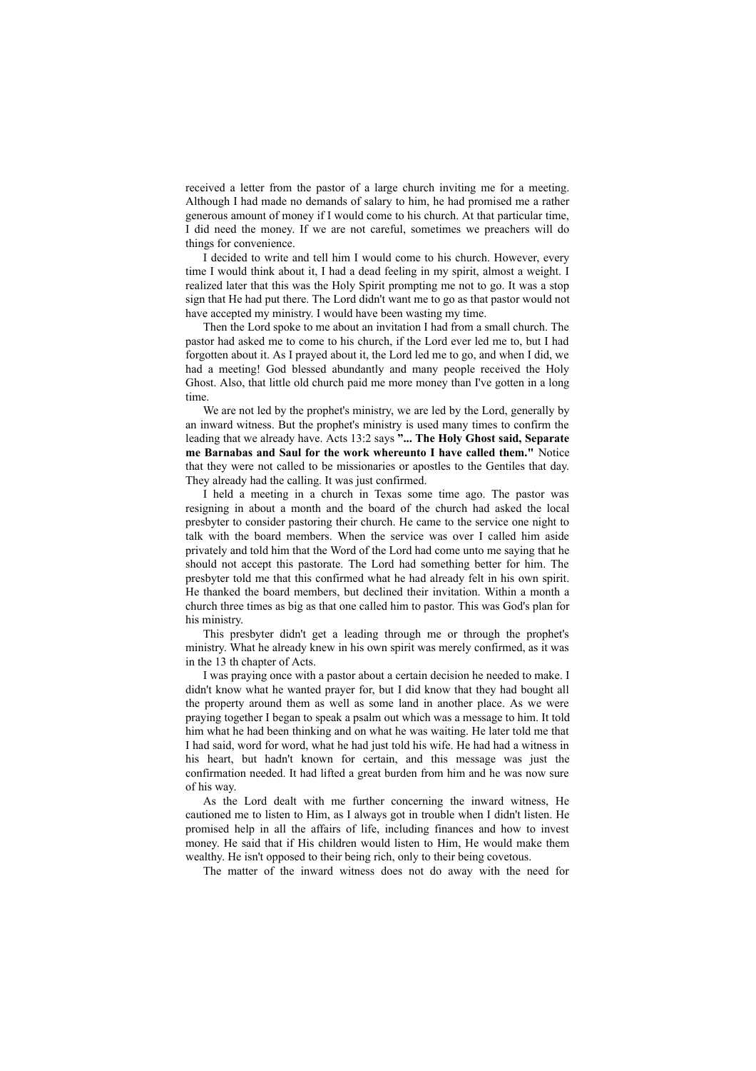received a letter from the pastor of a large church inviting me for a meeting. Although I had made no demands of salary to him, he had promised me a rather generous amount of money if I would come to his church. At that particular time, I did need the money. If we are not careful, sometimes we preachers will do things for convenience.

I decided to write and tell him I would come to his church. However, every time I would think about it, I had a dead feeling in my spirit, almost a weight. I realized later that this was the Holy Spirit prompting me not to go. It was a stop sign that He had put there. The Lord didn't want me to go as that pastor would not have accepted my ministry. I would have been wasting my time.

Then the Lord spoke to me about an invitation I had from a small church. The pastor had asked me to come to his church, if the Lord ever led me to, but I had forgotten about it. As I prayed about it, the Lord led me to go, and when I did, we had a meeting! God blessed abundantly and many people received the Holy Ghost. Also, that little old church paid me more money than I've gotten in a long time.

We are not led by the prophet's ministry, we are led by the Lord, generally by an inward witness. But the prophet's ministry is used many times to confirm the leading that we already have. Acts 13:2 says **"... The Holy Ghost said, Separate me Barnabas and Saul for the work whereunto I have called them."** Notice that they were not called to be missionaries or apostles to the Gentiles that day. They already had the calling. It was just confirmed.

I held a meeting in a church in Texas some time ago. The pastor was resigning in about a month and the board of the church had asked the local presbyter to consider pastoring their church. He came to the service one night to talk with the board members. When the service was over I called him aside privately and told him that the Word of the Lord had come unto me saying that he should not accept this pastorate. The Lord had something better for him. The presbyter told me that this confirmed what he had already felt in his own spirit. He thanked the board members, but declined their invitation. Within a month a church three times as big as that one called him to pastor. This was God's plan for his ministry.

This presbyter didn't get a leading through me or through the prophet's ministry. What he already knew in his own spirit was merely confirmed, as it was in the 13 th chapter of Acts.

I was praying once with a pastor about a certain decision he needed to make. I didn't know what he wanted prayer for, but I did know that they had bought all the property around them as well as some land in another place. As we were praying together I began to speak a psalm out which was a message to him. It told him what he had been thinking and on what he was waiting. He later told me that I had said, word for word, what he had just told his wife. He had had a witness in his heart, but hadn't known for certain, and this message was just the confirmation needed. It had lifted a great burden from him and he was now sure of his way.

As the Lord dealt with me further concerning the inward witness, He cautioned me to listen to Him, as I always got in trouble when I didn't listen. He promised help in all the affairs of life, including finances and how to invest money. He said that if His children would listen to Him, He would make them wealthy. He isn't opposed to their being rich, only to their being covetous.

The matter of the inward witness does not do away with the need for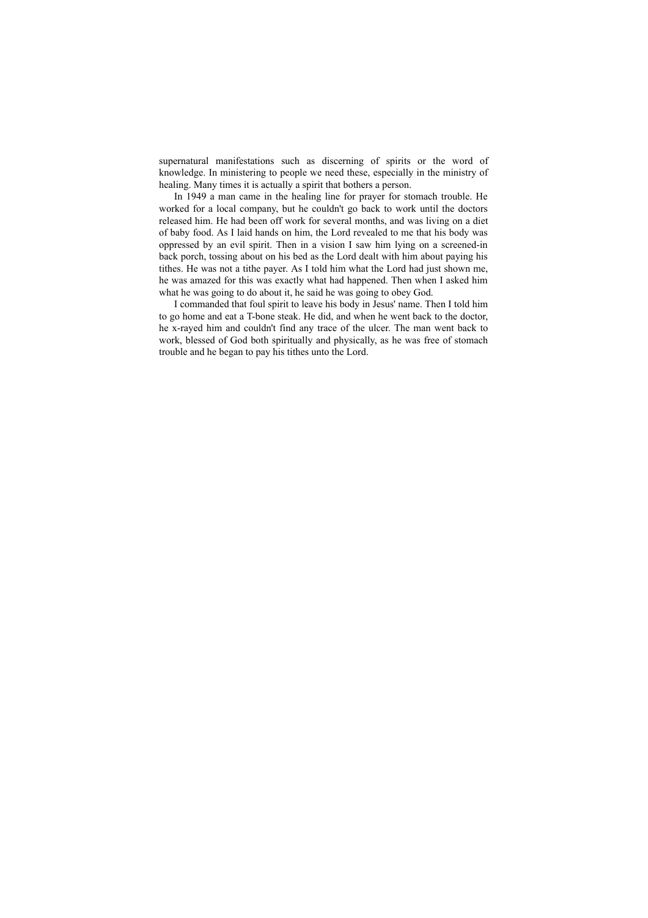supernatural manifestations such as discerning of spirits or the word of knowledge. In ministering to people we need these, especially in the ministry of healing. Many times it is actually a spirit that bothers a person.

In 1949 a man came in the healing line for prayer for stomach trouble. He worked for a local company, but he couldn't go back to work until the doctors released him. He had been off work for several months, and was living on a diet of baby food. As I laid hands on him, the Lord revealed to me that his body was oppressed by an evil spirit. Then in a vision I saw him lying on a screened-in back porch, tossing about on his bed as the Lord dealt with him about paying his tithes. He was not a tithe payer. As I told him what the Lord had just shown me, he was amazed for this was exactly what had happened. Then when I asked him what he was going to do about it, he said he was going to obey God.

I commanded that foul spirit to leave his body in Jesus' name. Then I told him to go home and eat a T-bone steak. He did, and when he went back to the doctor, he x-rayed him and couldn't find any trace of the ulcer. The man went back to work, blessed of God both spiritually and physically, as he was free of stomach trouble and he began to pay his tithes unto the Lord.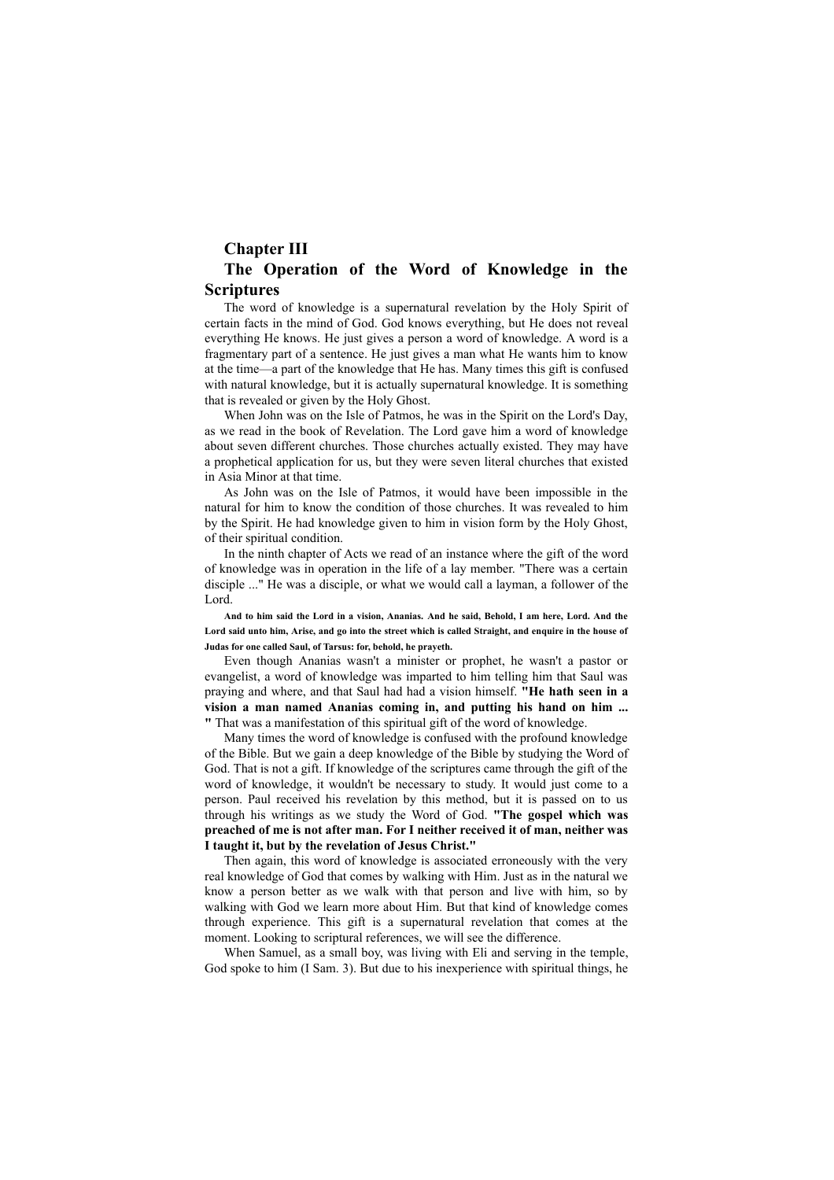## Chapter III

## The Operation of the Word of Knowledge in the Scriptures

The word of knowledge is a supernatural revelation by the Holy Spirit of certain facts in the mind of God. God knows everything, but He does not reveal everything He knows. He just gives a person a word of knowledge. A word is a fragmentary part of a sentence. He just gives a man what He wants him to know at the time—a part of the knowledge that He has. Many times this gift is confused with natural knowledge, but it is actually supernatural knowledge. It is something that is revealed or given by the Holy Ghost.

When John was on the Isle of Patmos, he was in the Spirit on the Lord's Day, as we read in the book of Revelation. The Lord gave him a word of knowledge about seven different churches. Those churches actually existed. They may have a prophetical application for us, but they were seven literal churches that existed in Asia Minor at that time.

As John was on the Isle of Patmos, it would have been impossible in the natural for him to know the condition of those churches. It was revealed to him by the Spirit. He had knowledge given to him in vision form by the Holy Ghost, of their spiritual condition.

In the ninth chapter of Acts we read of an instance where the gift of the word of knowledge was in operation in the life of a lay member. "There was a certain disciple ..." He was a disciple, or what we would call a layman, a follower of the Lord.

**And to him said the Lord in a vision, Ananias. And he said, Behold, I am here, Lord. And the Lord said unto him, Arise, and go into the street which is called Straight, and enquire in the house of Judas for one called Saul, of Tarsus: for, behold, he prayeth.**

Even though Ananias wasn't a minister or prophet, he wasn't a pastor or evangelist, a word of knowledge was imparted to him telling him that Saul was praying and where, and that Saul had had a vision himself. **"He hath seen in a vision a man named Ananias coming in, and putting his hand on him ... "** That was a manifestation of this spiritual gift of the word of knowledge.

Many times the word of knowledge is confused with the profound knowledge of the Bible. But we gain a deep knowledge of the Bible by studying the Word of God. That is not a gift. If knowledge of the scriptures came through the gift of the word of knowledge, it wouldn't be necessary to study. It would just come to a person. Paul received his revelation by this method, but it is passed on to us through his writings as we study the Word of God. **"The gospel which was preached of me is not after man. For I neither received it of man, neither was I taught it, but by the revelation of Jesus Christ."**

Then again, this word of knowledge is associated erroneously with the very real knowledge of God that comes by walking with Him. Just as in the natural we know a person better as we walk with that person and live with him, so by walking with God we learn more about Him. But that kind of knowledge comes through experience. This gift is a supernatural revelation that comes at the moment. Looking to scriptural references, we will see the difference.

When Samuel, as a small boy, was living with Eli and serving in the temple, God spoke to him (I Sam. 3). But due to his inexperience with spiritual things, he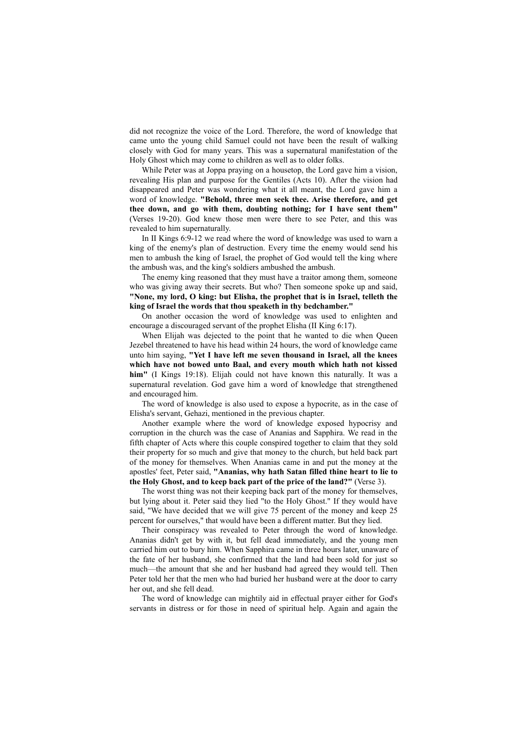did not recognize the voice of the Lord. Therefore, the word of knowledge that came unto the young child Samuel could not have been the result of walking closely with God for many years. This was a supernatural manifestation of the Holy Ghost which may come to children as well as to older folks.

While Peter was at Joppa praying on a housetop, the Lord gave him a vision, revealing His plan and purpose for the Gentiles (Acts 10). After the vision had disappeared and Peter was wondering what it all meant, the Lord gave him a word of knowledge. **"Behold, three men seek thee. Arise therefore, and get thee down, and go with them, doubting nothing; for I have sent them"** (Verses 19-20). God knew those men were there to see Peter, and this was revealed to him supernaturally.

In II Kings 6:9-12 we read where the word of knowledge was used to warn a king of the enemy's plan of destruction. Every time the enemy would send his men to ambush the king of Israel, the prophet of God would tell the king where the ambush was, and the king's soldiers ambushed the ambush.

The enemy king reasoned that they must have a traitor among them, someone who was giving away their secrets. But who? Then someone spoke up and said, **"None, my lord, O king: but Elisha, the prophet that is in Israel, telleth the king of Israel the words that thou speaketh in thy bedchamber."**

On another occasion the word of knowledge was used to enlighten and encourage a discouraged servant of the prophet Elisha (II King 6:17).

When Elijah was dejected to the point that he wanted to die when Queen Jezebel threatened to have his head within 24 hours, the word of knowledge came unto him saying, **"Yet I have left me seven thousand in Israel, all the knees which have not bowed unto Baal, and every mouth which hath not kissed him"** (I Kings 19:18). Elijah could not have known this naturally. It was a supernatural revelation. God gave him a word of knowledge that strengthened and encouraged him.

The word of knowledge is also used to expose a hypocrite, as in the case of Elisha's servant, Gehazi, mentioned in the previous chapter.

Another example where the word of knowledge exposed hypocrisy and corruption in the church was the case of Ananias and Sapphira. We read in the fifth chapter of Acts where this couple conspired together to claim that they sold their property for so much and give that money to the church, but held back part of the money for themselves. When Ananias came in and put the money at the apostles' feet, Peter said, **"Ananias, why hath Satan filled thine heart to lie to the Holy Ghost, and to keep back part of the price of the land?"** (Verse 3).

The worst thing was not their keeping back part of the money for themselves, but lying about it. Peter said they lied "to the Holy Ghost." If they would have said, "We have decided that we will give 75 percent of the money and keep 25 percent for ourselves," that would have been a different matter. But they lied.

Their conspiracy was revealed to Peter through the word of knowledge. Ananias didn't get by with it, but fell dead immediately, and the young men carried him out to bury him. When Sapphira came in three hours later, unaware of the fate of her husband, she confirmed that the land had been sold for just so much—the amount that she and her husband had agreed they would tell. Then Peter told her that the men who had buried her husband were at the door to carry her out, and she fell dead.

The word of knowledge can mightily aid in effectual prayer either for God's servants in distress or for those in need of spiritual help. Again and again the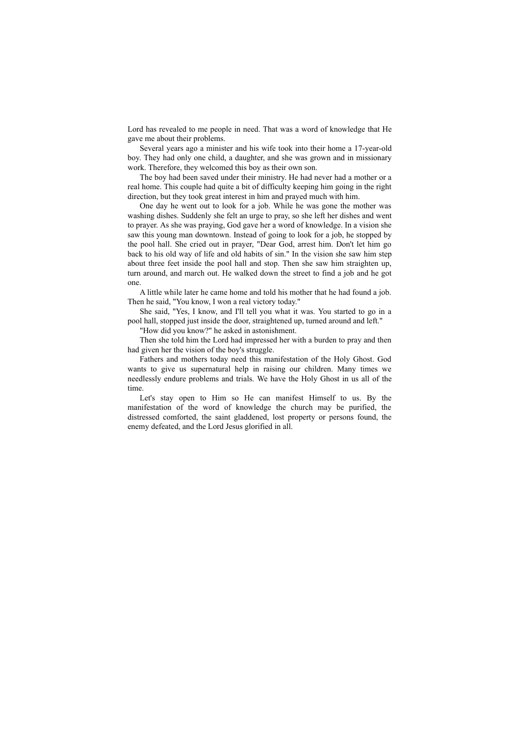Lord has revealed to me people in need. That was a word of knowledge that He gave me about their problems.

Several years ago a minister and his wife took into their home a 17-year-old boy. They had only one child, a daughter, and she was grown and in missionary work. Therefore, they welcomed this boy as their own son.

The boy had been saved under their ministry. He had never had a mother or a real home. This couple had quite a bit of difficulty keeping him going in the right direction, but they took great interest in him and prayed much with him.

One day he went out to look for a job. While he was gone the mother was washing dishes. Suddenly she felt an urge to pray, so she left her dishes and went to prayer. As she was praying, God gave her a word of knowledge. In a vision she saw this young man downtown. Instead of going to look for a job, he stopped by the pool hall. She cried out in prayer, "Dear God, arrest him. Don't let him go back to his old way of life and old habits of sin." In the vision she saw him step about three feet inside the pool hall and stop. Then she saw him straighten up, turn around, and march out. He walked down the street to find a job and he got one.

A little while later he came home and told his mother that he had found a job. Then he said, "You know, I won a real victory today."

She said, "Yes, I know, and I'll tell you what it was. You started to go in a pool hall, stopped just inside the door, straightened up, turned around and left."

"How did you know?" he asked in astonishment.

Then she told him the Lord had impressed her with a burden to pray and then had given her the vision of the boy's struggle.

Fathers and mothers today need this manifestation of the Holy Ghost. God wants to give us supernatural help in raising our children. Many times we needlessly endure problems and trials. We have the Holy Ghost in us all of the time.

Let's stay open to Him so He can manifest Himself to us. By the manifestation of the word of knowledge the church may be purified, the distressed comforted, the saint gladdened, lost property or persons found, the enemy defeated, and the Lord Jesus glorified in all.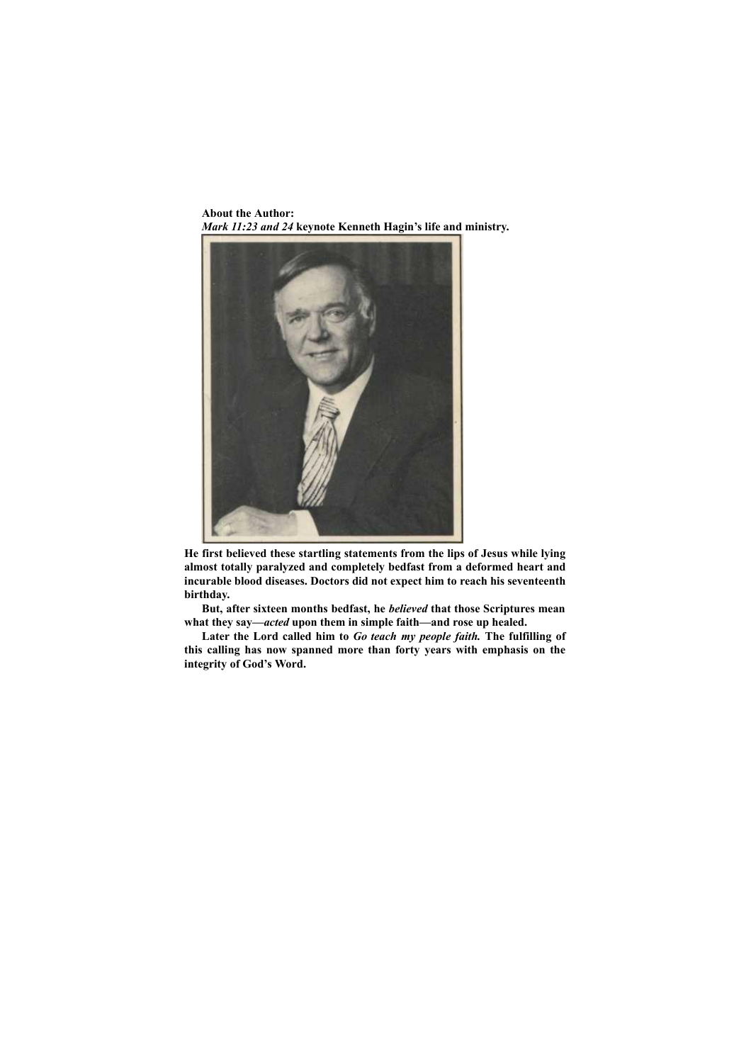**About the Author:**
***Mark 11:23 and 24*** **keynote Kenneth Hagin's life and ministry.**

**He first believed these startling statements from the lips of Jesus while lying almost totally paralyzed and completely bedfast from a deformed heart and incurable blood diseases. Doctors did not expect him to reach his seventeenth birthday.**

**But, after sixteen months bedfast, he *believed* that those Scriptures mean what they say—*acted* upon them in simple faith—and rose up healed.**

**Later the Lord called him to *Go teach my people faith.* The fulfilling of this calling has now spanned more than forty years with emphasis on the integrity of God's Word.**